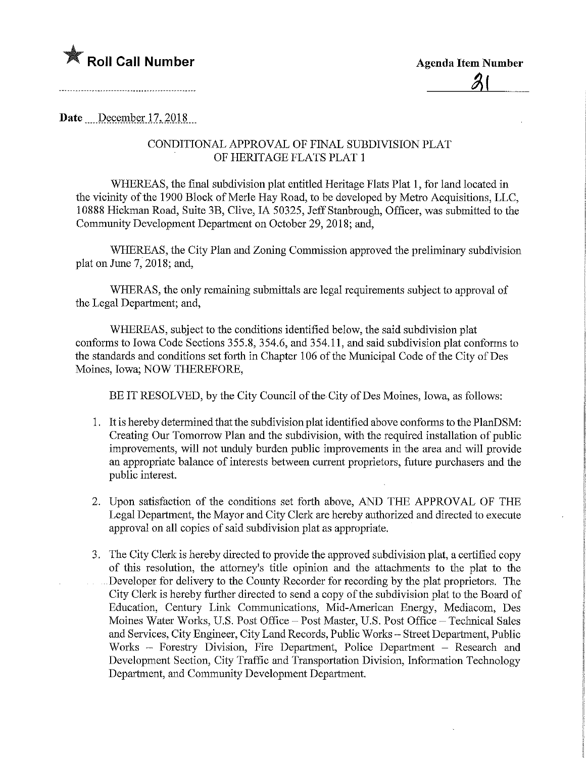**Roll Call Number**

**Agenda Item Number**

31

**Date** December 17, 2018

CONDITIONAL APPROVAL OF FINAL SUBDIVISION PLAT OF HERITAGE FLATS PLAT 1

WHEREAS, the final subdivision plat entitled Heritage Flats Plat 1, for land located in the vicinity of the 1900 Block of Merle Hay Road, to be developed by Metro Acquisitions, LLC, 10888 Hickman Road, Suite 3B, Clive, IA 50325, Jeff Stanbrough, Officer, was submitted to the Community Development Department on October 29, 2018; and,

WHEREAS, the City Plan and Zoning Commission approved the preliminary subdivision plat on June 7, 2018; and,

WHERAS, the only remaining submittals are legal requirements subject to approval of the Legal Department; and,

WHEREAS, subject to the conditions identified below, the said subdivision plat conforms to Iowa Code Sections 355.8, 354.6, and 354.11, and said subdivision plat conforms to the standards and conditions set forth in Chapter 106 of the Municipal Code of the City of Des Moines, Iowa; NOW THEREFORE,

BE IT RESOLVED, by the City Council of the City of Des Moines, Iowa, as follows:

1. It is hereby determined that the subdivision plat identified above conforms to the PlanDSM: Creating Our Tomorrow Plan and the subdivision, with the required installation of public improvements, will not unduly burden public improvements in the area and will provide an appropriate balance of interests between current proprietors, future purchasers and the public interest.

2. Upon satisfaction of the conditions set forth above, AND THE APPROVAL OF THE Legal Department, the Mayor and City Clerk are hereby authorized and directed to execute approval on all copies of said subdivision plat as appropriate.

3. The City Clerk is hereby directed to provide the approved subdivision plat, a certified copy of this resolution, the attorney's title opinion and the attachments to the plat to the Developer for delivery to the County Recorder for recording by the plat proprietors. The City Clerk is hereby further directed to send a copy of the subdivision plat to the Board of Education, Century Link Communications, Mid-American Energy, Mediacom, Des Moines Water Works, U.S. Post Office – Post Master, U.S. Post Office – Technical Sales and Services, City Engineer, City Land Records, Public Works – Street Department, Public Works – Forestry Division, Fire Department, Police Department – Research and Development Section, City Traffic and Transportation Division, Information Technology Department, and Community Development Department.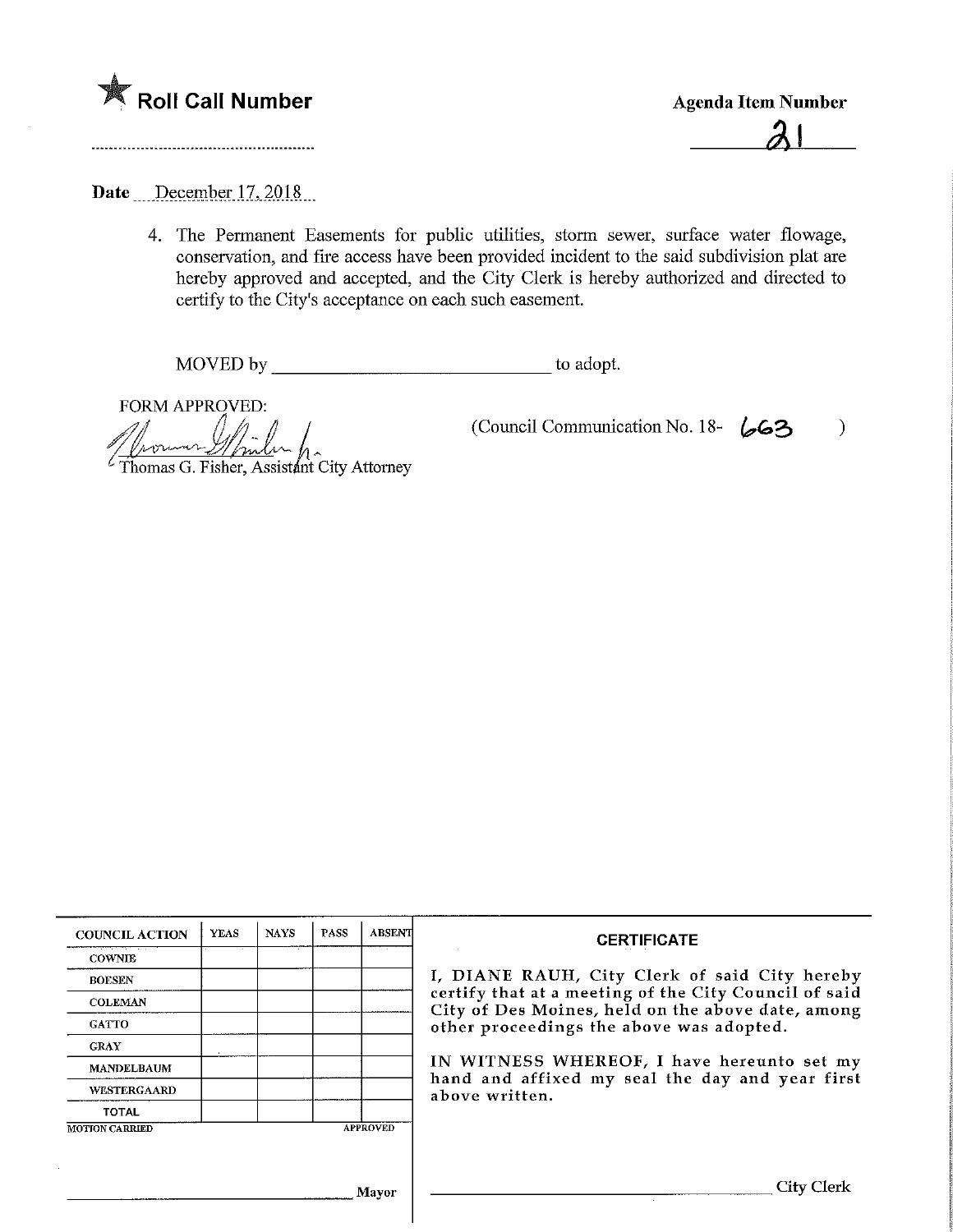★ Roll Call Number

Agenda Item Number

21

Date December 17, 2018

4. The Permanent Easements for public utilities, storm sewer, surface water flowage, conservation, and fire access have been provided incident to the said subdivision plat are hereby approved and accepted, and the City Clerk is hereby authorized and directed to certify to the City's acceptance on each such easement.

MOVED by ______________________________ to adopt.

FORM APPROVED:

Thomas G. Fisher, Assistant City Attorney

(Council Communication No. 18- 663 )

| COUNCIL ACTION | YEAS | NAYS | PASS | ABSENT |
|---|---|---|---|---|
| COWNIE | | | | |
| BOESEN | | | | |
| COLEMAN | | | | |
| GATTO | | | | |
| GRAY | | | | |
| MANDELBAUM | | | | |
| WESTERGAARD | | | | |
| TOTAL | | | | |

MOTION CARRIED APPROVED

______________________________ Mayor

**CERTIFICATE**

I, DIANE RAUH, City Clerk of said City hereby certify that at a meeting of the City Council of said City of Des Moines, held on the above date, among other proceedings the above was adopted.

IN WITNESS WHEREOF, I have hereunto set my hand and affixed my seal the day and year first above written.

______________________________ City Clerk